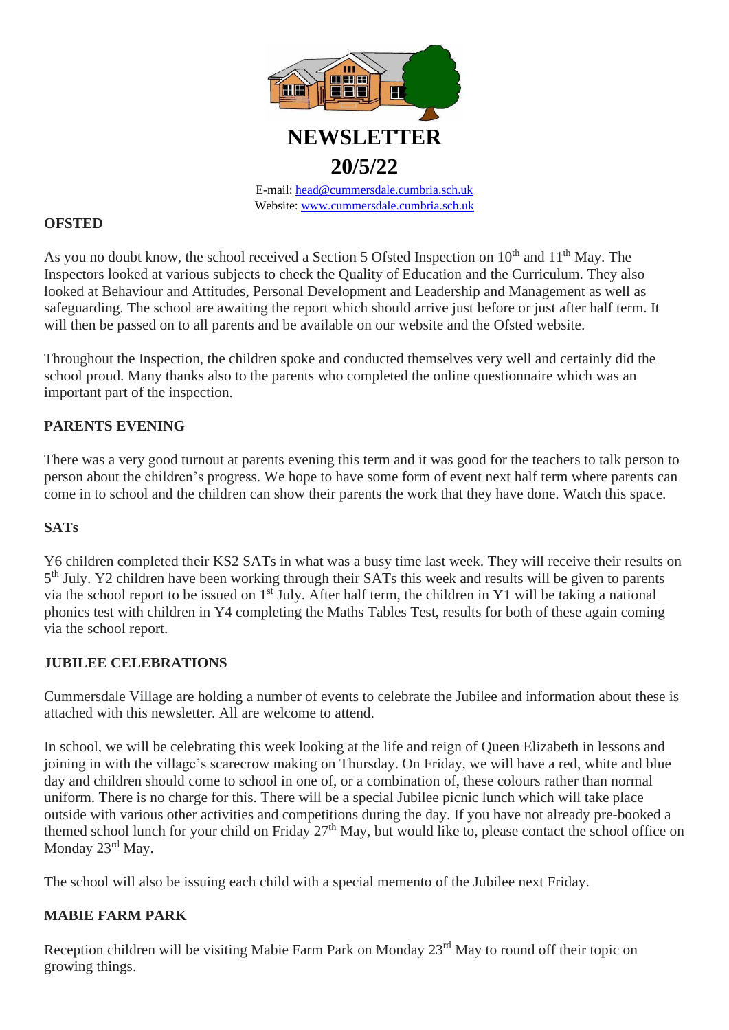# NEWSLETTER

## 20/5/22

E-mail: head@cummersdale.cumbria.sch.uk
Website: www.cummersdale.cumbria.sch.uk

**OFSTED**

As you no doubt know, the school received a Section 5 Ofsted Inspection on 10th and 11th May. The Inspectors looked at various subjects to check the Quality of Education and the Curriculum. They also looked at Behaviour and Attitudes, Personal Development and Leadership and Management as well as safeguarding. The school are awaiting the report which should arrive just before or just after half term. It will then be passed on to all parents and be available on our website and the Ofsted website.

Throughout the Inspection, the children spoke and conducted themselves very well and certainly did the school proud. Many thanks also to the parents who completed the online questionnaire which was an important part of the inspection.

**PARENTS EVENING**

There was a very good turnout at parents evening this term and it was good for the teachers to talk person to person about the children's progress. We hope to have some form of event next half term where parents can come in to school and the children can show their parents the work that they have done. Watch this space.

**SATs**

Y6 children completed their KS2 SATs in what was a busy time last week. They will receive their results on 5th July. Y2 children have been working through their SATs this week and results will be given to parents via the school report to be issued on 1st July. After half term, the children in Y1 will be taking a national phonics test with children in Y4 completing the Maths Tables Test, results for both of these again coming via the school report.

**JUBILEE CELEBRATIONS**

Cummersdale Village are holding a number of events to celebrate the Jubilee and information about these is attached with this newsletter. All are welcome to attend.

In school, we will be celebrating this week looking at the life and reign of Queen Elizabeth in lessons and joining in with the village's scarecrow making on Thursday. On Friday, we will have a red, white and blue day and children should come to school in one of, or a combination of, these colours rather than normal uniform. There is no charge for this. There will be a special Jubilee picnic lunch which will take place outside with various other activities and competitions during the day. If you have not already pre-booked a themed school lunch for your child on Friday 27th May, but would like to, please contact the school office on Monday 23rd May.

The school will also be issuing each child with a special memento of the Jubilee next Friday.

**MABIE FARM PARK**

Reception children will be visiting Mabie Farm Park on Monday 23rd May to round off their topic on growing things.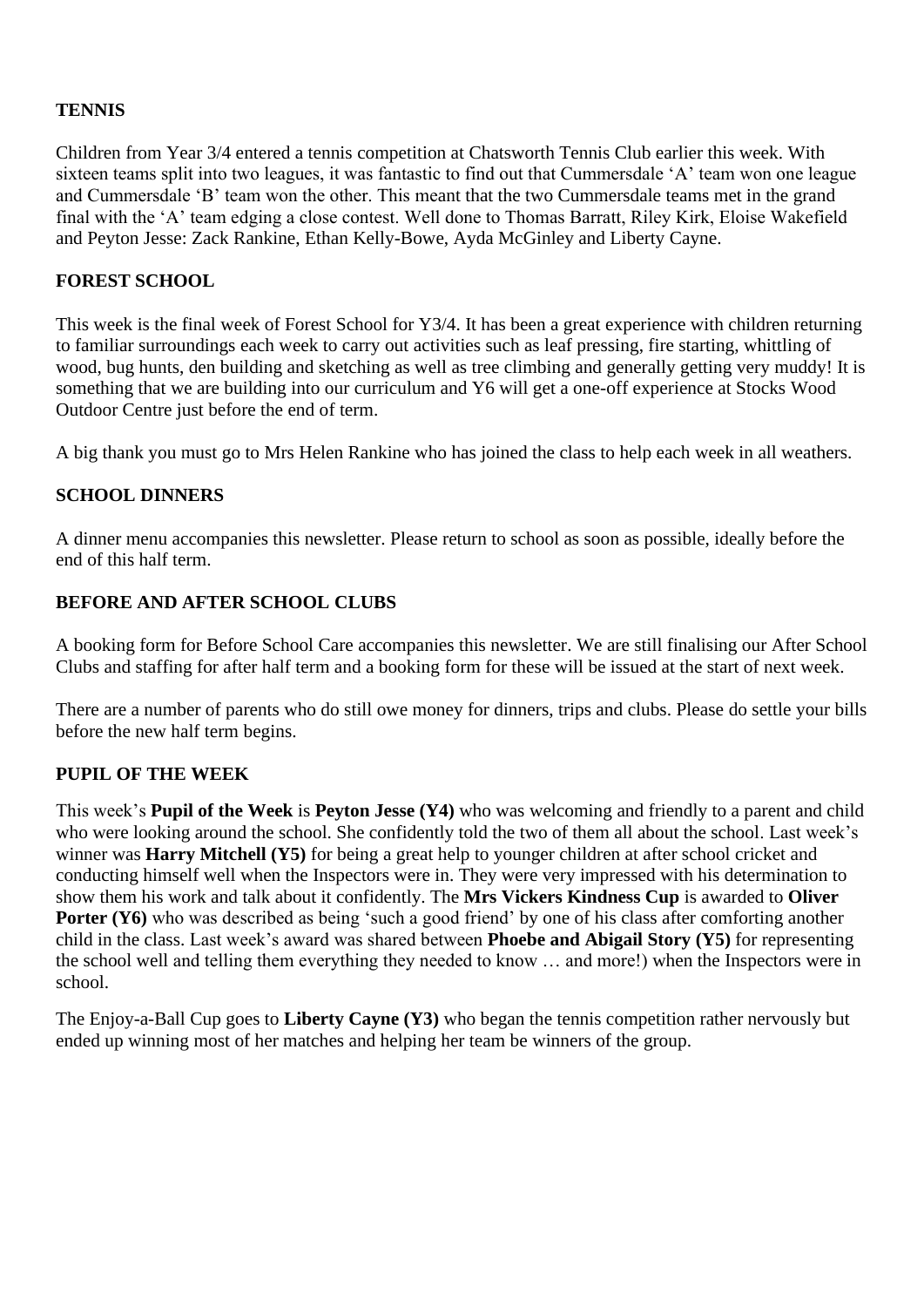**TENNIS**

Children from Year 3/4 entered a tennis competition at Chatsworth Tennis Club earlier this week. With sixteen teams split into two leagues, it was fantastic to find out that Cummersdale 'A' team won one league and Cummersdale 'B' team won the other. This meant that the two Cummersdale teams met in the grand final with the 'A' team edging a close contest. Well done to Thomas Barratt, Riley Kirk, Eloise Wakefield and Peyton Jesse: Zack Rankine, Ethan Kelly-Bowe, Ayda McGinley and Liberty Cayne.

**FOREST SCHOOL**

This week is the final week of Forest School for Y3/4. It has been a great experience with children returning to familiar surroundings each week to carry out activities such as leaf pressing, fire starting, whittling of wood, bug hunts, den building and sketching as well as tree climbing and generally getting very muddy! It is something that we are building into our curriculum and Y6 will get a one-off experience at Stocks Wood Outdoor Centre just before the end of term.

A big thank you must go to Mrs Helen Rankine who has joined the class to help each week in all weathers.

**SCHOOL DINNERS**

A dinner menu accompanies this newsletter. Please return to school as soon as possible, ideally before the end of this half term.

**BEFORE AND AFTER SCHOOL CLUBS**

A booking form for Before School Care accompanies this newsletter. We are still finalising our After School Clubs and staffing for after half term and a booking form for these will be issued at the start of next week.

There are a number of parents who do still owe money for dinners, trips and clubs. Please do settle your bills before the new half term begins.

**PUPIL OF THE WEEK**

This week's **Pupil of the Week** is **Peyton Jesse (Y4)** who was welcoming and friendly to a parent and child who were looking around the school. She confidently told the two of them all about the school. Last week's winner was **Harry Mitchell (Y5)** for being a great help to younger children at after school cricket and conducting himself well when the Inspectors were in. They were very impressed with his determination to show them his work and talk about it confidently. The **Mrs Vickers Kindness Cup** is awarded to **Oliver Porter (Y6)** who was described as being 'such a good friend' by one of his class after comforting another child in the class. Last week's award was shared between **Phoebe and Abigail Story (Y5)** for representing the school well and telling them everything they needed to know … and more!) when the Inspectors were in school.

The Enjoy-a-Ball Cup goes to **Liberty Cayne (Y3)** who began the tennis competition rather nervously but ended up winning most of her matches and helping her team be winners of the group.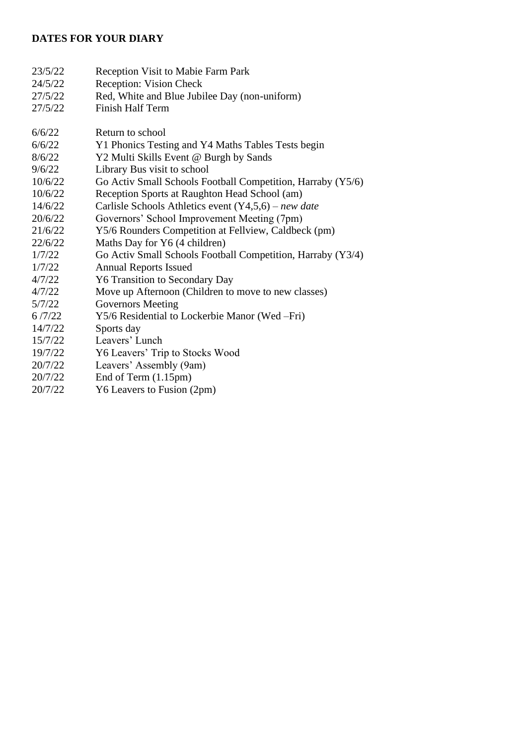**DATES FOR YOUR DIARY**

| | |
|---|---|
| 23/5/22 | Reception Visit to Mabie Farm Park |
| 24/5/22 | Reception: Vision Check |
| 27/5/22 | Red, White and Blue Jubilee Day (non-uniform) |
| 27/5/22 | Finish Half Term |
| | |
| 6/6/22 | Return to school |
| 6/6/22 | Y1 Phonics Testing and Y4 Maths Tables Tests begin |
| 8/6/22 | Y2 Multi Skills Event @ Burgh by Sands |
| 9/6/22 | Library Bus visit to school |
| 10/6/22 | Go Activ Small Schools Football Competition, Harraby (Y5/6) |
| 10/6/22 | Reception Sports at Raughton Head School (am) |
| 14/6/22 | Carlisle Schools Athletics event (Y4,5,6) – *new date* |
| 20/6/22 | Governors' School Improvement Meeting (7pm) |
| 21/6/22 | Y5/6 Rounders Competition at Fellview, Caldbeck (pm) |
| 22/6/22 | Maths Day for Y6 (4 children) |
| 1/7/22 | Go Activ Small Schools Football Competition, Harraby (Y3/4) |
| 1/7/22 | Annual Reports Issued |
| 4/7/22 | Y6 Transition to Secondary Day |
| 4/7/22 | Move up Afternoon (Children to move to new classes) |
| 5/7/22 | Governors Meeting |
| 6 /7/22 | Y5/6 Residential to Lockerbie Manor (Wed –Fri) |
| 14/7/22 | Sports day |
| 15/7/22 | Leavers' Lunch |
| 19/7/22 | Y6 Leavers' Trip to Stocks Wood |
| 20/7/22 | Leavers' Assembly (9am) |
| 20/7/22 | End of Term (1.15pm) |
| 20/7/22 | Y6 Leavers to Fusion (2pm) |